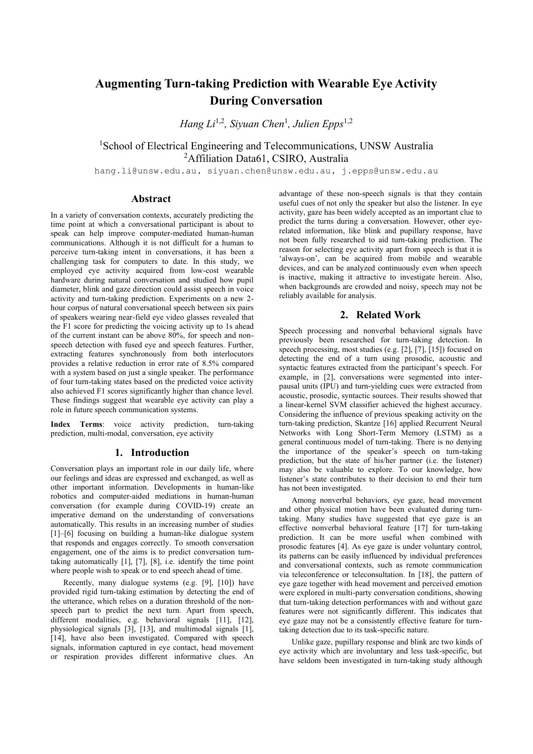# Augmenting Turn-taking Prediction with Wearable Eye Activity During Conversation

*Hang Li*[1,2]*, Siyuan Chen*[1]*, Julien Epps*[1,2]

[1]School of Electrical Engineering and Telecommunications, UNSW Australia
[2]Affiliation Data61, CSIRO, Australia

hang.li@unsw.edu.au, siyuan.chen@unsw.edu.au, j.epps@unsw.edu.au

## Abstract

In a variety of conversation contexts, accurately predicting the time point at which a conversational participant is about to speak can help improve computer-mediated human-human communications. Although it is not difficult for a human to perceive turn-taking intent in conversations, it has been a challenging task for computers to date. In this study, we employed eye activity acquired from low-cost wearable hardware during natural conversation and studied how pupil diameter, blink and gaze direction could assist speech in voice activity and turn-taking prediction. Experiments on a new 2-hour corpus of natural conversational speech between six pairs of speakers wearing near-field eye video glasses revealed that the F1 score for predicting the voicing activity up to 1s ahead of the current instant can be above 80%, for speech and non-speech detection with fused eye and speech features. Further, extracting features synchronously from both interlocutors provides a relative reduction in error rate of 8.5% compared with a system based on just a single speaker. The performance of four turn-taking states based on the predicted voice activity also achieved F1 scores significantly higher than chance level. These findings suggest that wearable eye activity can play a role in future speech communication systems.

**Index Terms**: voice activity prediction, turn-taking prediction, multi-modal, conversation, eye activity

## 1. Introduction

Conversation plays an important role in our daily life, where our feelings and ideas are expressed and exchanged, as well as other important information. Developments in human-like robotics and computer-aided mediations in human-human conversation (for example during COVID-19) create an imperative demand on the understanding of conversations automatically. This results in an increasing number of studies [1]–[6] focusing on building a human-like dialogue system that responds and engages correctly. To smooth conversation engagement, one of the aims is to predict conversation turn-taking automatically [1], [7], [8], i.e. identify the time point where people wish to speak or to end speech ahead of time.

Recently, many dialogue systems (e.g. [9], [10]) have provided rigid turn-taking estimation by detecting the end of the utterance, which relies on a duration threshold of the non-speech part to predict the next turn. Apart from speech, different modalities, e.g. behavioral signals [11], [12], physiological signals [3], [13], and multimodal signals [1], [14], have also been investigated. Compared with speech signals, information captured in eye contact, head movement or respiration provides different informative clues. An advantage of these non-speech signals is that they contain useful cues of not only the speaker but also the listener. In eye activity, gaze has been widely accepted as an important clue to predict the turns during a conversation. However, other eye-related information, like blink and pupillary response, have not been fully researched to aid turn-taking prediction. The reason for selecting eye activity apart from speech is that it is 'always-on', can be acquired from mobile and wearable devices, and can be analyzed continuously even when speech is inactive, making it attractive to investigate herein. Also, when backgrounds are crowded and noisy, speech may not be reliably available for analysis.

## 2. Related Work

Speech processing and nonverbal behavioral signals have previously been researched for turn-taking detection. In speech processing, most studies (e.g. [2], [7], [15]) focused on detecting the end of a turn using prosodic, acoustic and syntactic features extracted from the participant's speech. For example, in [2], conversations were segmented into inter-pausal units (IPU) and turn-yielding cues were extracted from acoustic, prosodic, syntactic sources. Their results showed that a linear-kernel SVM classifier achieved the highest accuracy. Considering the influence of previous speaking activity on the turn-taking prediction, Skantze [16] applied Recurrent Neural Networks with Long Short-Term Memory (LSTM) as a general continuous model of turn-taking. There is no denying the importance of the speaker's speech on turn-taking prediction, but the state of his/her partner (i.e. the listener) may also be valuable to explore. To our knowledge, how listener's state contributes to their decision to end their turn has not been investigated.

Among nonverbal behaviors, eye gaze, head movement and other physical motion have been evaluated during turn-taking. Many studies have suggested that eye gaze is an effective nonverbal behavioral feature [17] for turn-taking prediction. It can be more useful when combined with prosodic features [4]. As eye gaze is under voluntary control, its patterns can be easily influenced by individual preferences and conversational contexts, such as remote communication via teleconference or teleconsultation. In [18], the pattern of eye gaze together with head movement and perceived emotion were explored in multi-party conversation conditions, showing that turn-taking detection performances with and without gaze features were not significantly different. This indicates that eye gaze may not be a consistently effective feature for turn-taking detection due to its task-specific nature.

Unlike gaze, pupillary response and blink are two kinds of eye activity which are involuntary and less task-specific, but have seldom been investigated in turn-taking study although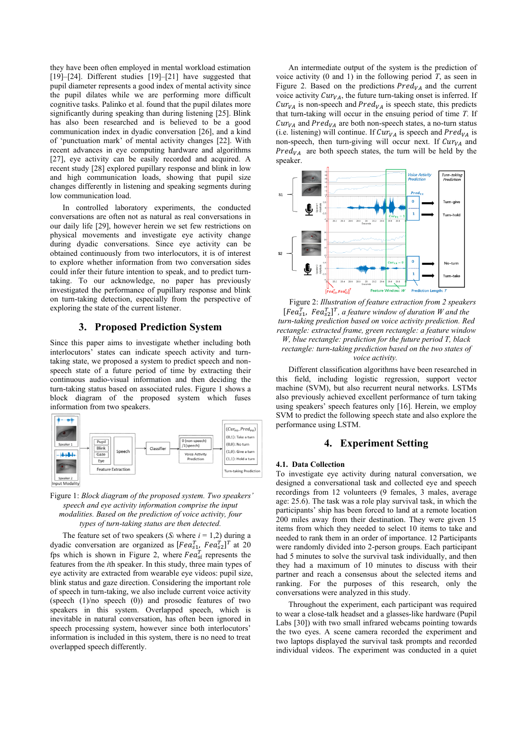they have been often employed in mental workload estimation [19]–[24]. Different studies [19]–[21] have suggested that pupil diameter represents a good index of mental activity since the pupil dilates while we are performing more difficult cognitive tasks. Palinko et al. found that the pupil dilates more significantly during speaking than during listening [25]. Blink has also been researched and is believed to be a good communication index in dyadic conversation [26], and a kind of 'punctuation mark' of mental activity changes [22]. With recent advances in eye computing hardware and algorithms [27], eye activity can be easily recorded and acquired. A recent study [28] explored pupillary response and blink in low and high communication loads, showing that pupil size changes differently in listening and speaking segments during low communication load.

In controlled laboratory experiments, the conducted conversations are often not as natural as real conversations in our daily life [29], however herein we set few restrictions on physical movements and investigate eye activity change during dyadic conversations. Since eye activity can be obtained continuously from two interlocutors, it is of interest to explore whether information from two conversation sides could infer their future intention to speak, and to predict turn-taking. To our acknowledge, no paper has previously investigated the performance of pupillary response and blink on turn-taking detection, especially from the perspective of exploring the state of the current listener.

## 3. Proposed Prediction System

Since this paper aims to investigate whether including both interlocutors' states can indicate speech activity and turn-taking state, we proposed a system to predict speech and non-speech state of a future period of time by extracting their continuous audio-visual information and then deciding the turn-taking status based on associated rules. Figure 1 shows a block diagram of the proposed system which fuses information from two speakers.

Figure 1: *Block diagram of the proposed system. Two speakers' speech and eye activity information comprise the input modalities. Based on the prediction of voice activity, four types of turn-taking status are then detected.*

The feature set of two speakers ($S_i$ where $i$ = 1,2) during a dyadic conversation are organized as $[Fea_{s1}^T, Fea_{s2}^T]^T$ at 20 fps which is shown in Figure 2, where $Fea_{si}^T$ represents the features from the $i$th speaker. In this study, three main types of eye activity are extracted from wearable eye videos: pupil size, blink status and gaze direction. Considering the important role of speech in turn-taking, we also include current voice activity (speech (1)/no speech (0)) and prosodic features of two speakers in this system. Overlapped speech, which is inevitable in natural conversation, has often been ignored in speech processing system, however since both interlocutors' information is included in this system, there is no need to treat overlapped speech differently.

An intermediate output of the system is the prediction of voice activity (0 and 1) in the following period $T$, as seen in Figure 2. Based on the predictions $Pred_{VA}$ and the current voice activity $Cur_{VA}$, the future turn-taking onset is inferred. If $Cur_{VA}$ is non-speech and $Pred_{VA}$ is speech state, this predicts that turn-taking will occur in the ensuing period of time $T$. If $Cur_{VA}$ and $Pred_{VA}$ are both non-speech states, a no-turn status (i.e. listening) will continue. If $Cur_{VA}$ is speech and $Pred_{VA}$ is non-speech, then turn-giving will occur next. If $Cur_{VA}$ and $Pred_{VA}$ are both speech states, the turn will be held by the speaker.

Figure 2: *Illustration of feature extraction from 2 speakers $[Fea_{s1}^T, Fea_{s2}^T]^T$, a feature window of duration W and the turn-taking prediction based on voice activity prediction. Red rectangle: extracted frame, green rectangle: a feature window W, blue rectangle: prediction for the future period T, black rectangle: turn-taking prediction based on the two states of voice activity.*

Different classification algorithms have been researched in this field, including logistic regression, support vector machine (SVM), but also recurrent neural networks. LSTMs also previously achieved excellent performance of turn taking using speakers' speech features only [16]. Herein, we employ SVM to predict the following speech state and also explore the performance using LSTM.

## 4. Experiment Setting

### 4.1. Data Collection

To investigate eye activity during natural conversation, we designed a conversational task and collected eye and speech recordings from 12 volunteers (9 females, 3 males, average age: 25.6). The task was a role play survival task, in which the participants' ship has been forced to land at a remote location 200 miles away from their destination. They were given 15 items from which they needed to select 10 items to take and needed to rank them in an order of importance. 12 Participants were randomly divided into 2-person groups. Each participant had 5 minutes to solve the survival task individually, and then they had a maximum of 10 minutes to discuss with their partner and reach a consensus about the selected items and ranking. For the purposes of this research, only the conversations were analyzed in this study.

Throughout the experiment, each participant was required to wear a close-talk headset and a glasses-like hardware (Pupil Labs [30]) with two small infrared webcams pointing towards the two eyes. A scene camera recorded the experiment and two laptops displayed the survival task prompts and recorded individual videos. The experiment was conducted in a quiet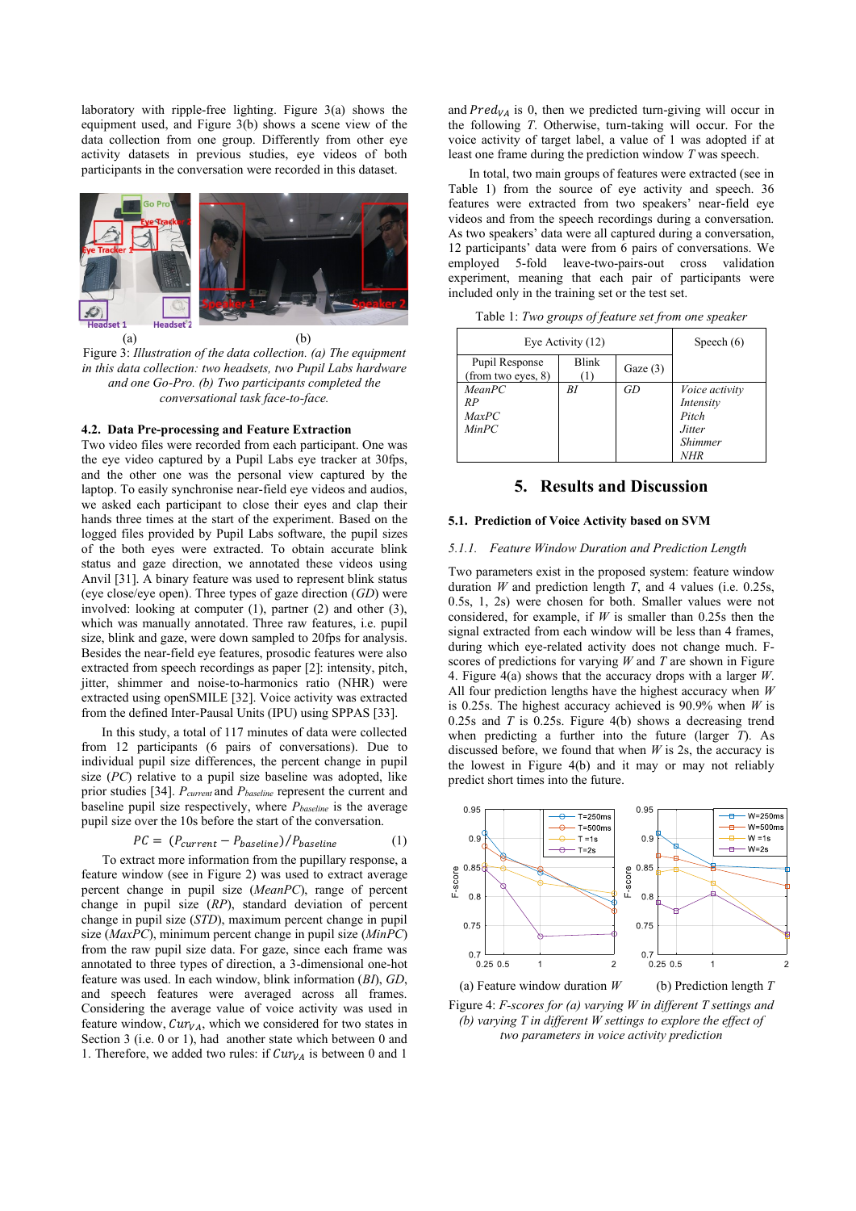laboratory with ripple-free lighting. Figure 3(a) shows the equipment used, and Figure 3(b) shows a scene view of the data collection from one group. Differently from other eye activity datasets in previous studies, eye videos of both participants in the conversation were recorded in this dataset.

(a) (b)

Figure 3: *Illustration of the data collection. (a) The equipment in this data collection: two headsets, two Pupil Labs hardware and one Go-Pro. (b) Two participants completed the conversational task face-to-face.*

### 4.2. Data Pre-processing and Feature Extraction

Two video files were recorded from each participant. One was the eye video captured by a Pupil Labs eye tracker at 30fps, and the other was the personal view captured by the laptop. To easily synchronise near-field eye videos and audios, we asked each participant to close their eyes and clap their hands three times at the start of the experiment. Based on the logged files provided by Pupil Labs software, the pupil sizes of the both eyes were extracted. To obtain accurate blink status and gaze direction, we annotated these videos using Anvil [31]. A binary feature was used to represent blink status (eye close/eye open). Three types of gaze direction (*GD*) were involved: looking at computer (1), partner (2) and other (3), which was manually annotated. Three raw features, i.e. pupil size, blink and gaze, were down sampled to 20fps for analysis. Besides the near-field eye features, prosodic features were also extracted from speech recordings as paper [2]: intensity, pitch, jitter, shimmer and noise-to-harmonics ratio (NHR) were extracted using openSMILE [32]. Voice activity was extracted from the defined Inter-Pausal Units (IPU) using SPPAS [33].

In this study, a total of 117 minutes of data were collected from 12 participants (6 pairs of conversations). Due to individual pupil size differences, the percent change in pupil size (*PC*) relative to a pupil size baseline was adopted, like prior studies [34]. $P_{current}$ and $P_{baseline}$ represent the current and baseline pupil size respectively, where $P_{baseline}$ is the average pupil size over the 10s before the start of the conversation.

$$PC = (P_{current} - P_{baseline})/P_{baseline} \tag{1}$$

To extract more information from the pupillary response, a feature window (see in Figure 2) was used to extract average percent change in pupil size (*MeanPC*), range of percent change in pupil size (*RP*), standard deviation of percent change in pupil size (*STD*), maximum percent change in pupil size (*MaxPC*), minimum percent change in pupil size (*MinPC*) from the raw pupil size data. For gaze, since each frame was annotated to three types of direction, a 3-dimensional one-hot feature was used. In each window, blink information (*BI*), *GD*, and speech features were averaged across all frames. Considering the average value of voice activity was used in feature window, $Cur_{VA}$, which we considered for two states in Section 3 (i.e. 0 or 1), had another state which between 0 and 1. Therefore, we added two rules: if $Cur_{VA}$ is between 0 and 1 and $Pred_{VA}$ is 0, then we predicted turn-giving will occur in the following *T*. Otherwise, turn-taking will occur. For the voice activity of target label, a value of 1 was adopted if at least one frame during the prediction window *T* was speech.

In total, two main groups of features were extracted (see in Table 1) from the source of eye activity and speech. 36 features were extracted from two speakers' near-field eye videos and from the speech recordings during a conversation. As two speakers' data were all captured during a conversation, 12 participants' data were from 6 pairs of conversations. We employed 5-fold leave-two-pairs-out cross validation experiment, meaning that each pair of participants were included only in the training set or the test set.

Table 1: *Two groups of feature set from one speaker*

| Eye Activity (12) | | | Speech (6) |
|---|---|---|---|
| Pupil Response (from two eyes, 8) | Blink (1) | Gaze (3) | |
| *MeanPC*<br>*RP*<br>*MaxPC*<br>*MinPC* | *BI* | *GD* | *Voice activity*<br>*Intensity*<br>*Pitch*<br>*Jitter*<br>*Shimmer*<br>*NHR* |

## 5. Results and Discussion

### 5.1. Prediction of Voice Activity based on SVM

#### 5.1.1. Feature Window Duration and Prediction Length

Two parameters exist in the proposed system: feature window duration *W* and prediction length *T*, and 4 values (i.e. 0.25s, 0.5s, 1, 2s) were chosen for both. Smaller values were not considered, for example, if *W* is smaller than 0.25s then the signal extracted from each window will be less than 4 frames, during which eye-related activity does not change much. F-scores of predictions for varying *W* and *T* are shown in Figure 4. Figure 4(a) shows that the accuracy drops with a larger *W*. All four prediction lengths have the highest accuracy when *W* is 0.25s. The highest accuracy achieved is 90.9% when *W* is 0.25s and *T* is 0.25s. Figure 4(b) shows a decreasing trend when predicting a further into the future (larger *T*). As discussed before, we found that when *W* is 2s, the accuracy is the lowest in Figure 4(b) and it may or may not reliably predict short times into the future.

(a) Feature window duration *W* (b) Prediction length *T*

Figure 4: *F-scores for (a) varying W in different T settings and (b) varying T in different W settings to explore the effect of two parameters in voice activity prediction*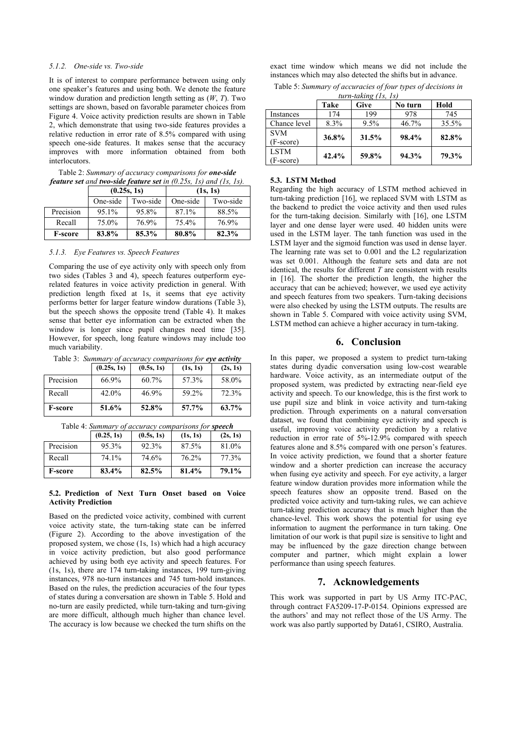#### 5.1.2. One-side vs. Two-side

It is of interest to compare performance between using only one speaker's features and using both. We denote the feature window duration and prediction length setting as ($W$, $T$). Two settings are shown, based on favorable parameter choices from Figure 4. Voice activity prediction results are shown in Table 2, which demonstrate that using two-side features provides a relative reduction in error rate of 8.5% compared with using speech one-side features. It makes sense that the accuracy improves with more information obtained from both interlocutors.

Table 2: *Summary of accuracy comparisons for **one-side feature set** and **two-side feature set** in (0.25s, 1s) and (1s, 1s).*

| | **(0.25s, 1s)** | | **(1s, 1s)** | |
|---|---|---|---|---|
| | One-side | Two-side | One-side | Two-side |
| Precision | 95.1% | 95.8% | 87.1% | 88.5% |
| Recall | 75.0% | 76.9% | 75.4% | 76.9% |
| **F-score** | **83.8%** | **85.3%** | **80.8%** | **82.3%** |

#### 5.1.3. Eye Features vs. Speech Features

Comparing the use of eye activity only with speech only from two sides (Tables 3 and 4), speech features outperform eye-related features in voice activity prediction in general. With prediction length fixed at 1s, it seems that eye activity performs better for larger feature window durations (Table 3), but the speech shows the opposite trend (Table 4). It makes sense that better eye information can be extracted when the window is longer since pupil changes need time [35]. However, for speech, long feature windows may include too much variability.

Table 3: *Summary of accuracy comparisons for **eye activity***

| | **(0.25s, 1s)** | **(0.5s, 1s)** | **(1s, 1s)** | **(2s, 1s)** |
|---|---|---|---|---|
| Precision | 66.9% | 60.7% | 57.3% | 58.0% |
| Recall | 42.0% | 46.9% | 59.2% | 72.3% |
| **F-score** | **51.6%** | **52.8%** | **57.7%** | **63.7%** |

Table 4: *Summary of accuracy comparisons for **speech***

| | **(0.25, 1s)** | **(0.5s, 1s)** | **(1s, 1s)** | **(2s, 1s)** |
|---|---|---|---|---|
| Precision | 95.3% | 92.3% | 87.5% | 81.0% |
| Recall | 74.1% | 74.6% | 76.2% | 77.3% |
| **F-score** | **83.4%** | **82.5%** | **81.4%** | **79.1%** |

### 5.2. Prediction of Next Turn Onset based on Voice Activity Prediction

Based on the predicted voice activity, combined with current voice activity state, the turn-taking state can be inferred (Figure 2). According to the above investigation of the proposed system, we chose (1s, 1s) which had a high accuracy in voice activity prediction, but also good performance achieved by using both eye activity and speech features. For (1s, 1s), there are 174 turn-taking instances, 199 turn-giving instances, 978 no-turn instances and 745 turn-hold instances. Based on the rules, the prediction accuracies of the four types of states during a conversation are shown in Table 5. Hold and no-turn are easily predicted, while turn-taking and turn-giving are more difficult, although much higher than chance level. The accuracy is low because we checked the turn shifts on the exact time window which means we did not include the instances which may also detected the shifts but in advance.

Table 5: *Summary of accuracies of four types of decisions in turn-taking (1s, 1s)*

| | **Take** | **Give** | **No turn** | **Hold** |
|---|---|---|---|---|
| Instances | 174 | 199 | 978 | 745 |
| Chance level | 8.3% | 9.5% | 46.7% | 35.5% |
| SVM (F-score) | **36.8%** | **31.5%** | **98.4%** | **82.8%** |
| LSTM (F-score) | **42.4%** | **59.8%** | **94.3%** | **79.3%** |

### 5.3. LSTM Method

Regarding the high accuracy of LSTM method achieved in turn-taking prediction [16], we replaced SVM with LSTM as the backend to predict the voice activity and then used rules for the turn-taking decision. Similarly with [16], one LSTM layer and one dense layer were used. 40 hidden units were used in the LSTM layer. The tanh function was used in the LSTM layer and the sigmoid function was used in dense layer. The learning rate was set to 0.001 and the L2 regularization was set 0.001. Although the feature sets and data are not identical, the results for different $T$ are consistent with results in [16]. The shorter the prediction length, the higher the accuracy that can be achieved; however, we used eye activity and speech features from two speakers. Turn-taking decisions were also checked by using the LSTM outputs. The results are shown in Table 5. Compared with voice activity using SVM, LSTM method can achieve a higher accuracy in turn-taking.

## 6. Conclusion

In this paper, we proposed a system to predict turn-taking states during dyadic conversation using low-cost wearable hardware. Voice activity, as an intermediate output of the proposed system, was predicted by extracting near-field eye activity and speech. To our knowledge, this is the first work to use pupil size and blink in voice activity and turn-taking prediction. Through experiments on a natural conversation dataset, we found that combining eye activity and speech is useful, improving voice activity prediction by a relative reduction in error rate of 5%-12.9% compared with speech features alone and 8.5% compared with one person's features. In voice activity prediction, we found that a shorter feature window and a shorter prediction can increase the accuracy when fusing eye activity and speech. For eye activity, a larger feature window duration provides more information while the speech features show an opposite trend. Based on the predicted voice activity and turn-taking rules, we can achieve turn-taking prediction accuracy that is much higher than the chance-level. This work shows the potential for using eye information to augment the performance in turn taking. One limitation of our work is that pupil size is sensitive to light and may be influenced by the gaze direction change between computer and partner, which might explain a lower performance than using speech features.

## 7. Acknowledgements

This work was supported in part by US Army ITC-PAC, through contract FA5209-17-P-0154. Opinions expressed are the authors' and may not reflect those of the US Army. The work was also partly supported by Data61, CSIRO, Australia.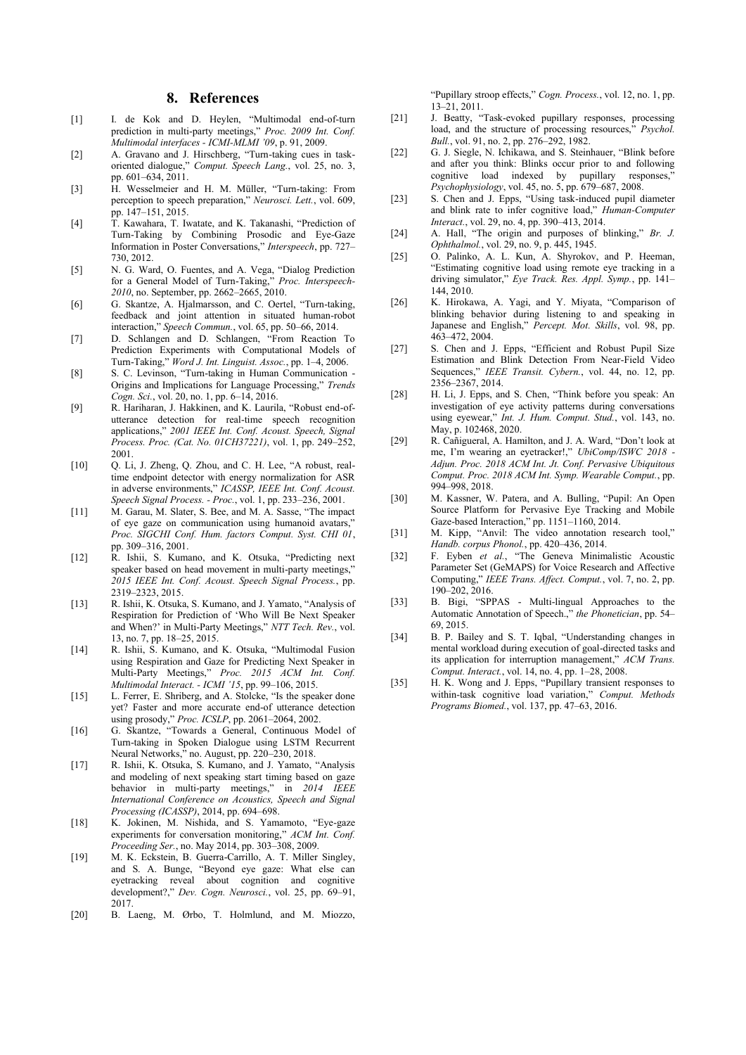## 8. References

[1] I. de Kok and D. Heylen, "Multimodal end-of-turn prediction in multi-party meetings," *Proc. 2009 Int. Conf. Multimodal interfaces - ICMI-MLMI '09*, p. 91, 2009.

[2] A. Gravano and J. Hirschberg, "Turn-taking cues in task-oriented dialogue," *Comput. Speech Lang.*, vol. 25, no. 3, pp. 601–634, 2011.

[3] H. Wesselmeier and H. M. Müller, "Turn-taking: From perception to speech preparation," *Neurosci. Lett.*, vol. 609, pp. 147–151, 2015.

[4] T. Kawahara, T. Iwatate, and K. Takanashi, "Prediction of Turn-Taking by Combining Prosodic and Eye-Gaze Information in Poster Conversations," *Interspeech*, pp. 727–730, 2012.

[5] N. G. Ward, O. Fuentes, and A. Vega, "Dialog Prediction for a General Model of Turn-Taking," *Proc. Interspeech-2010*, no. September, pp. 2662–2665, 2010.

[6] G. Skantze, A. Hjalmarsson, and C. Oertel, "Turn-taking, feedback and joint attention in situated human-robot interaction," *Speech Commun.*, vol. 65, pp. 50–66, 2014.

[7] D. Schlangen and D. Schlangen, "From Reaction To Prediction Experiments with Computational Models of Turn-Taking," *Word J. Int. Linguist. Assoc.*, pp. 1–4, 2006.

[8] S. C. Levinson, "Turn-taking in Human Communication - Origins and Implications for Language Processing," *Trends Cogn. Sci.*, vol. 20, no. 1, pp. 6–14, 2016.

[9] R. Hariharan, J. Hakkinen, and K. Laurila, "Robust end-of-utterance detection for real-time speech recognition applications," *2001 IEEE Int. Conf. Acoust. Speech, Signal Process. Proc. (Cat. No. 01CH37221)*, vol. 1, pp. 249–252, 2001.

[10] Q. Li, J. Zheng, Q. Zhou, and C. H. Lee, "A robust, real-time endpoint detector with energy normalization for ASR in adverse environments," *ICASSP, IEEE Int. Conf. Acoust. Speech Signal Process. - Proc.*, vol. 1, pp. 233–236, 2001.

[11] M. Garau, M. Slater, S. Bee, and M. A. Sasse, "The impact of eye gaze on communication using humanoid avatars," *Proc. SIGCHI Conf. Hum. factors Comput. Syst. CHI 01*, pp. 309–316, 2001.

[12] R. Ishii, S. Kumano, and K. Otsuka, "Predicting next speaker based on head movement in multi-party meetings," *2015 IEEE Int. Conf. Acoust. Speech Signal Process.*, pp. 2319–2323, 2015.

[13] R. Ishii, K. Otsuka, S. Kumano, and J. Yamato, "Analysis of Respiration for Prediction of 'Who Will Be Next Speaker and When?' in Multi-Party Meetings," *NTT Tech. Rev.*, vol. 13, no. 7, pp. 18–25, 2015.

[14] R. Ishii, S. Kumano, and K. Otsuka, "Multimodal Fusion using Respiration and Gaze for Predicting Next Speaker in Multi-Party Meetings," *Proc. 2015 ACM Int. Conf. Multimodal Interact. - ICMI '15*, pp. 99–106, 2015.

[15] L. Ferrer, E. Shriberg, and A. Stolcke, "Is the speaker done yet? Faster and more accurate end-of utterance detection using prosody," *Proc. ICSLP*, pp. 2061–2064, 2002.

[16] G. Skantze, "Towards a General, Continuous Model of Turn-taking in Spoken Dialogue using LSTM Recurrent Neural Networks," no. August, pp. 220–230, 2018.

[17] R. Ishii, K. Otsuka, S. Kumano, and J. Yamato, "Analysis and modeling of next speaking start timing based on gaze behavior in multi-party meetings," in *2014 IEEE International Conference on Acoustics, Speech and Signal Processing (ICASSP)*, 2014, pp. 694–698.

[18] K. Jokinen, M. Nishida, and S. Yamamoto, "Eye-gaze experiments for conversation monitoring," *ACM Int. Conf. Proceeding Ser.*, no. May 2014, pp. 303–308, 2009.

[19] M. K. Eckstein, B. Guerra-Carrillo, A. T. Miller Singley, and S. A. Bunge, "Beyond eye gaze: What else can eyetracking reveal about cognition and cognitive development?," *Dev. Cogn. Neurosci.*, vol. 25, pp. 69–91, 2017.

[20] B. Laeng, M. Ørbo, T. Holmlund, and M. Miozzo, "Pupillary stroop effects," *Cogn. Process.*, vol. 12, no. 1, pp. 13–21, 2011.

[21] J. Beatty, "Task-evoked pupillary responses, processing load, and the structure of processing resources," *Psychol. Bull.*, vol. 91, no. 2, pp. 276–292, 1982.

[22] G. J. Siegle, N. Ichikawa, and S. Steinhauer, "Blink before and after you think: Blinks occur prior to and following cognitive load indexed by pupillary responses," *Psychophysiology*, vol. 45, no. 5, pp. 679–687, 2008.

[23] S. Chen and J. Epps, "Using task-induced pupil diameter and blink rate to infer cognitive load," *Human-Computer Interact.*, vol. 29, no. 4, pp. 390–413, 2014.

[24] A. Hall, "The origin and purposes of blinking," *Br. J. Ophthalmol.*, vol. 29, no. 9, p. 445, 1945.

[25] O. Palinko, A. L. Kun, A. Shyrokov, and P. Heeman, "Estimating cognitive load using remote eye tracking in a driving simulator," *Eye Track. Res. Appl. Symp.*, pp. 141–144, 2010.

[26] K. Hirokawa, A. Yagi, and Y. Miyata, "Comparison of blinking behavior during listening to and speaking in Japanese and English," *Percept. Mot. Skills*, vol. 98, pp. 463–472, 2004.

[27] S. Chen and J. Epps, "Efficient and Robust Pupil Size Estimation and Blink Detection From Near-Field Video Sequences," *IEEE Transit. Cybern.*, vol. 44, no. 12, pp. 2356–2367, 2014.

[28] H. Li, J. Epps, and S. Chen, "Think before you speak: An investigation of eye activity patterns during conversations using eyewear," *Int. J. Hum. Comput. Stud.*, vol. 143, no. May, p. 102468, 2020.

[29] R. Cañigueral, A. Hamilton, and J. A. Ward, "Don't look at me, I'm wearing an eyetracker!," *UbiComp/ISWC 2018 - Adjun. Proc. 2018 ACM Int. Jt. Conf. Pervasive Ubiquitous Comput. Proc. 2018 ACM Int. Symp. Wearable Comput.*, pp. 994–998, 2018.

[30] M. Kassner, W. Patera, and A. Bulling, "Pupil: An Open Source Platform for Pervasive Eye Tracking and Mobile Gaze-based Interaction," pp. 1151–1160, 2014.

[31] M. Kipp, "Anvil: The video annotation research tool," *Handb. corpus Phonol.*, pp. 420–436, 2014.

[32] F. Eyben *et al.*, "The Geneva Minimalistic Acoustic Parameter Set (GeMAPS) for Voice Research and Affective Computing," *IEEE Trans. Affect. Comput.*, vol. 7, no. 2, pp. 190–202, 2016.

[33] B. Bigi, "SPPAS - Multi-lingual Approaches to the Automatic Annotation of Speech.," *the Phonetician*, pp. 54–69, 2015.

[34] B. P. Bailey and S. T. Iqbal, "Understanding changes in mental workload during execution of goal-directed tasks and its application for interruption management," *ACM Trans. Comput. Interact.*, vol. 14, no. 4, pp. 1–28, 2008.

[35] H. K. Wong and J. Epps, "Pupillary transient responses to within-task cognitive load variation," *Comput. Methods Programs Biomed.*, vol. 137, pp. 47–63, 2016.